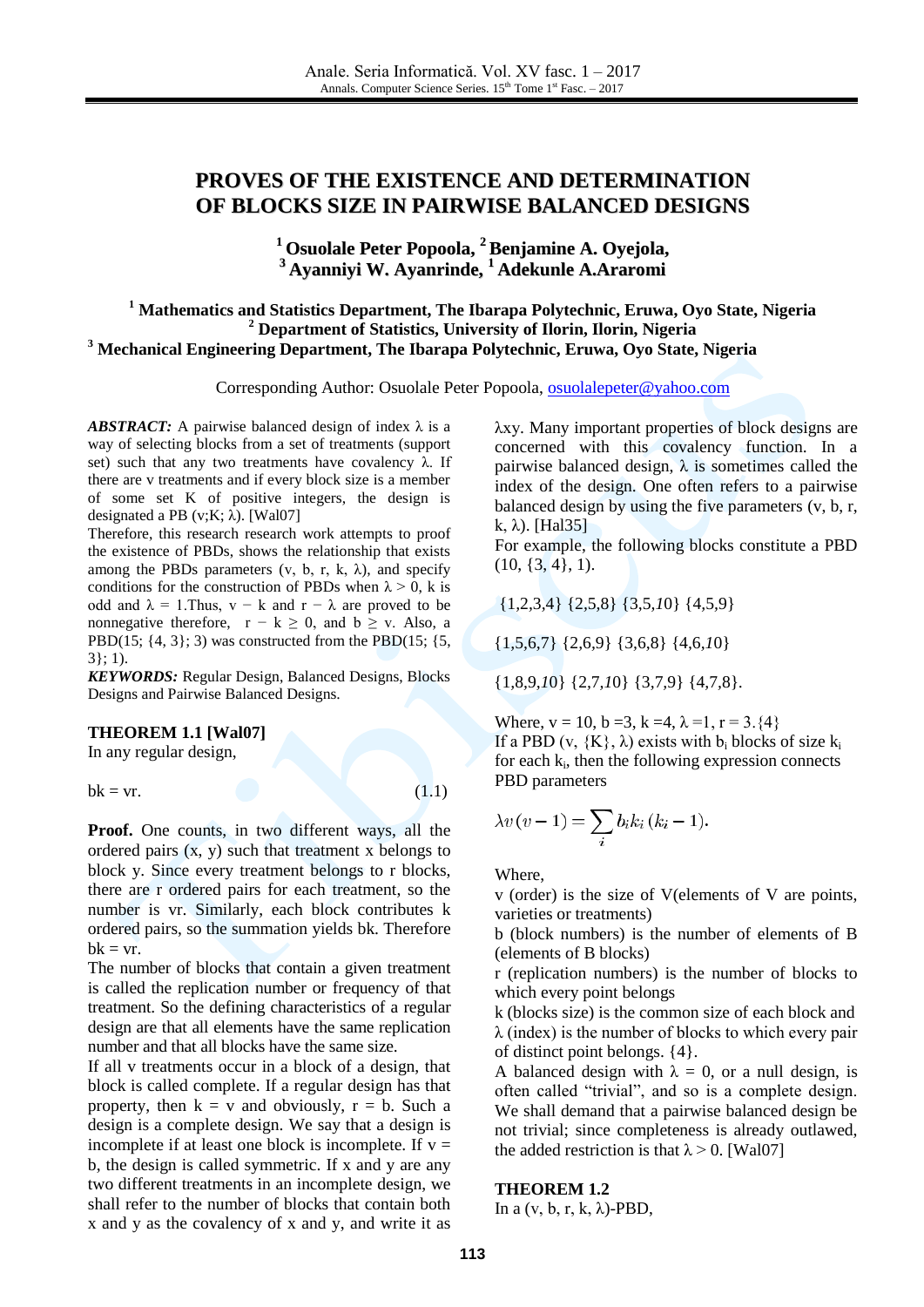# PROVES OF THE EXISTENCE AND DETERMINATION OF BLOCKS SIZE IN PAIRWISE BALANCED DESIGNS

**[1] Osuolale Peter Popoola, [2] Benjamine A. Oyejola, [3] Ayanniyi W. Ayanrinde, [1] Adekunle A.Araromi**

**[1] Mathematics and Statistics Department, The Ibarapa Polytechnic, Eruwa, Oyo State, Nigeria**
**[2] Department of Statistics, University of Ilorin, Ilorin, Nigeria**
**[3] Mechanical Engineering Department, The Ibarapa Polytechnic, Eruwa, Oyo State, Nigeria**

Corresponding Author: Osuolale Peter Popoola, osuolalepeter@yahoo.com

***ABSTRACT:*** A pairwise balanced design of index λ is a way of selecting blocks from a set of treatments (support set) such that any two treatments have covalency λ. If there are v treatments and if every block size is a member of some set K of positive integers, the design is designated a PB (v;K; λ). [Wal07]

Therefore, this research research work attempts to proof the existence of PBDs, shows the relationship that exists among the PBDs parameters (v, b, r, k, λ), and specify conditions for the construction of PBDs when λ > 0, k is odd and λ = 1.Thus, v − k and r − λ are proved to be nonnegative therefore, r − k ≥ 0, and b ≥ v. Also, a PBD(15; {4, 3}; 3) was constructed from the PBD(15; {5, 3}; 1).

***KEYWORDS:*** Regular Design, Balanced Designs, Blocks Designs and Pairwise Balanced Designs.

**THEOREM 1.1 [Wal07]**
In any regular design,

$$bk = vr. \tag{1.1}$$

**Proof.** One counts, in two different ways, all the ordered pairs (x, y) such that treatment x belongs to block y. Since every treatment belongs to r blocks, there are r ordered pairs for each treatment, so the number is vr. Similarly, each block contributes k ordered pairs, so the summation yields bk. Therefore bk = vr.

The number of blocks that contain a given treatment is called the replication number or frequency of that treatment. So the defining characteristics of a regular design are that all elements have the same replication number and that all blocks have the same size.

If all v treatments occur in a block of a design, that block is called complete. If a regular design has that property, then k = v and obviously, r = b. Such a design is a complete design. We say that a design is incomplete if at least one block is incomplete. If v = b, the design is called symmetric. If x and y are any two different treatments in an incomplete design, we shall refer to the number of blocks that contain both x and y as the covalency of x and y, and write it as $\lambda_{xy}$. Many important properties of block designs are concerned with this covalency function. In a pairwise balanced design, λ is sometimes called the index of the design. One often refers to a pairwise balanced design by using the five parameters (v, b, r, k, λ). [Hal35]

For example, the following blocks constitute a PBD (10, {3, 4}, 1).

{1,2,3,4} {2,5,8} {3,5,*10*} {4,5,9}

{1,5,6,7} {2,6,9} {3,6,8} {4,6,*10*}

{1,8,9,*10*} {2,7,*10*} {3,7,9} {4,7,8}.

Where, v = 10, b =3, k =4, λ =1, r = 3.{4}

If a PBD (v, {K}, λ) exists with $b_i$ blocks of size $k_i$ for each $k_i$, then the following expression connects PBD parameters

$$\lambda v(v-1) = \sum_i b_i k_i (k_i - 1).$$

Where,

v (order) is the size of V(elements of V are points, varieties or treatments)

b (block numbers) is the number of elements of B (elements of B blocks)

r (replication numbers) is the number of blocks to which every point belongs

k (blocks size) is the common size of each block and

λ (index) is the number of blocks to which every pair of distinct point belongs. {4}.

A balanced design with λ = 0, or a null design, is often called "trivial", and so is a complete design. We shall demand that a pairwise balanced design be not trivial; since completeness is already outlawed, the added restriction is that λ > 0. [Wal07]

**THEOREM 1.2**
In a (v, b, r, k, λ)-PBD,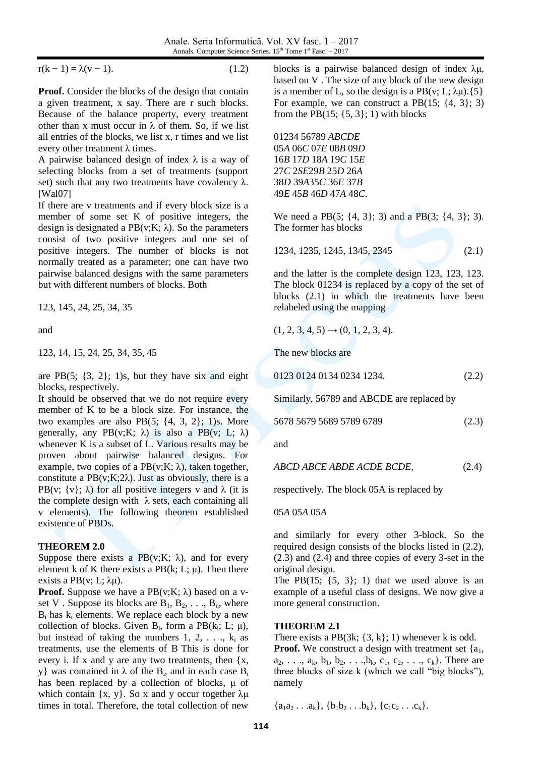$$r(k-1) = \lambda(v-1). \tag{1.2}$$

**Proof.** Consider the blocks of the design that contain a given treatment, x say. There are r such blocks. Because of the balance property, every treatment other than x must occur in λ of them. So, if we list all entries of the blocks, we list x, r times and we list every other treatment λ times.

A pairwise balanced design of index λ is a way of selecting blocks from a set of treatments (support set) such that any two treatments have covalency λ. [Wal07]

If there are v treatments and if every block size is a member of some set K of positive integers, the design is designated a PB(v;K; λ). So the parameters consist of two positive integers and one set of positive integers. The number of blocks is not normally treated as a parameter; one can have two pairwise balanced designs with the same parameters but with different numbers of blocks. Both

123, 145, 24, 25, 34, 35

and

123, 14, 15, 24, 25, 34, 35, 45

are PB(5; {3, 2}; 1)s, but they have six and eight blocks, respectively.

It should be observed that we do not require every member of K to be a block size. For instance, the two examples are also PB(5; {4, 3, 2}; 1)s. More generally, any PB(v;K; λ) is also a PB(v; L; λ) whenever K is a subset of L. Various results may be proven about pairwise balanced designs. For example, two copies of a PB(v;K; λ), taken together, constitute a PB(v;K;2λ). Just as obviously, there is a PB(v; {v}; λ) for all positive integers v and λ (it is the complete design with λ sets, each containing all v elements). The following theorem established existence of PBDs.

**THEOREM 2.0**

Suppose there exists a PB(v;K; λ), and for every element k of K there exists a PB(k; L; μ). Then there exists a PB(v; L; λμ).

**Proof.** Suppose we have a PB(v;K; λ) based on a v-set V . Suppose its blocks are $B_1, B_2, \ldots, B_n$, where $B_i$ has $k_i$ elements. We replace each block by a new collection of blocks. Given $B_i$, form a PB($k_i$; L; μ), but instead of taking the numbers 1, 2, . . ., $k_i$ as treatments, use the elements of B This is done for every i. If x and y are any two treatments, then {x, y} was contained in λ of the $B_i$, and in each case $B_i$ has been replaced by a collection of blocks, μ of which contain {x, y}. So x and y occur together λμ times in total. Therefore, the total collection of new blocks is a pairwise balanced design of index λμ, based on V . The size of any block of the new design is a member of L, so the design is a PB(v; L; λμ).{5}

For example, we can construct a PB(15; {4, 3}; 3) from the PB(15; {5, 3}; 1) with blocks

01234 56789 *ABCDE*
05*A* 06*C* 07*E* 08*B* 09*D*
16*B* 17*D* 18*A* 19*C* 15*E*
27*C* 2*5E*29*B* 25*D* 26*A*
38*D* 39*A*35*C* 36*E* 37*B*
49*E* 45*B* 46*D* 47*A* 48*C*.

We need a PB(5; {4, 3}; 3) and a PB(3; {4, 3}; 3). The former has blocks

$$1234,\ 1235,\ 1245,\ 1345,\ 2345 \tag{2.1}$$

and the latter is the complete design 123, 123, 123. The block 01234 is replaced by a copy of the set of blocks (2.1) in which the treatments have been relabeled using the mapping

(1, 2, 3, 4, 5) → (0, 1, 2, 3, 4).

The new blocks are

$$0123\ 0124\ 0134\ 0234\ 1234. \tag{2.2}$$

Similarly, 56789 and ABCDE are replaced by

$$5678\ 5679\ 5689\ 5789\ 6789 \tag{2.3}$$

and

$$ABCD\ ABCE\ ABDE\ ACDE\ BCDE, \tag{2.4}$$

respectively. The block 05A is replaced by

05*A* 05*A* 05*A*

and similarly for every other 3-block. So the required design consists of the blocks listed in (2.2), (2.3) and (2.4) and three copies of every 3-set in the original design.

The PB(15; {5, 3}; 1) that we used above is an example of a useful class of designs. We now give a more general construction.

**THEOREM 2.1**

There exists a PB(3k; {3, k}; 1) whenever k is odd.

**Proof.** We construct a design with treatment set $\{a_1, a_2, \ldots, a_k, b_1, b_2, \ldots, b_k, c_1, c_2, \ldots, c_k\}$. There are three blocks of size k (which we call "big blocks"), namely

$$\{a_1a_2 \ldots a_k\},\ \{b_1b_2 \ldots b_k\},\ \{c_1c_2 \ldots c_k\}.$$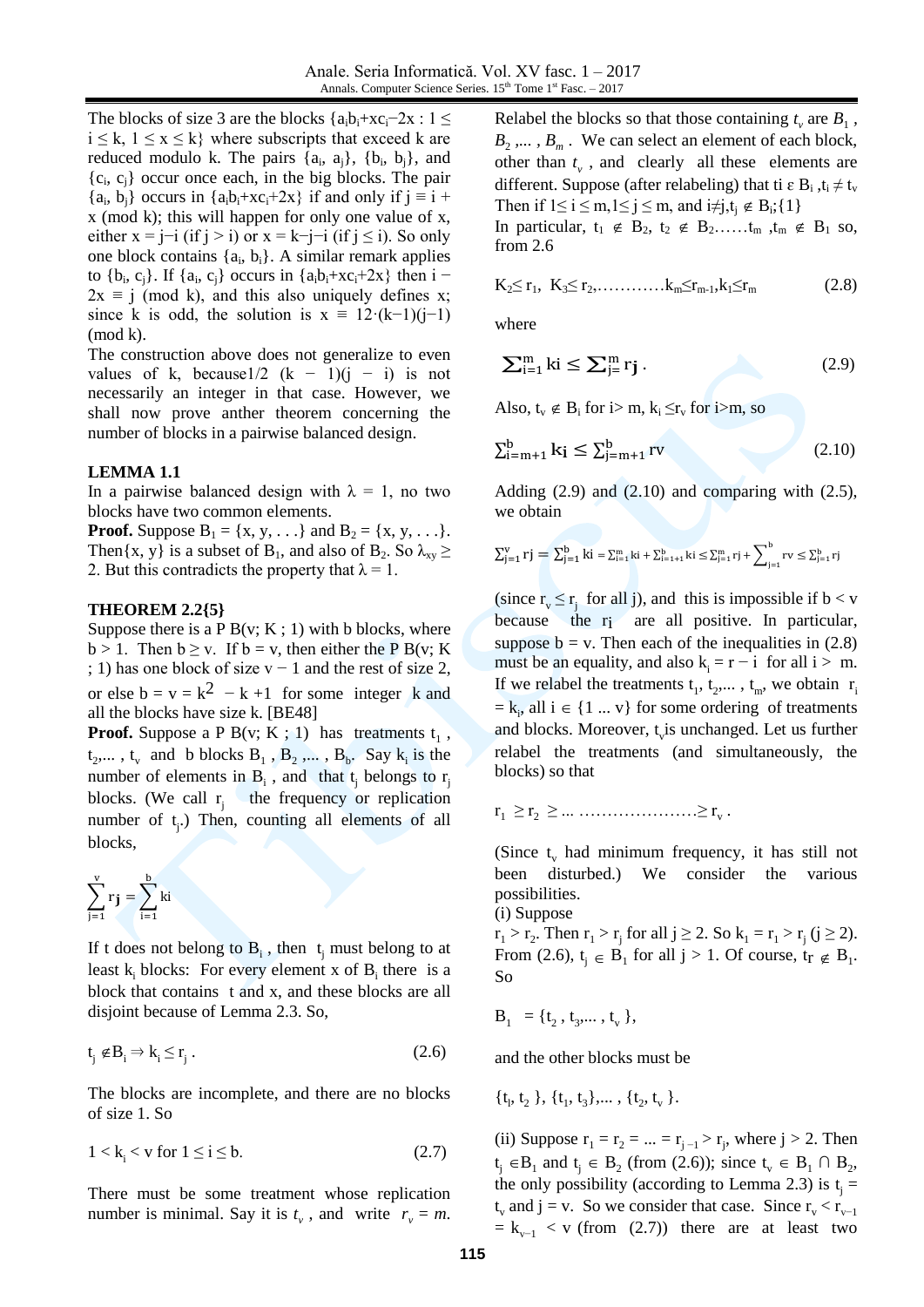The blocks of size 3 are the blocks $\{a_i b_i + x c_i - 2x : 1 \le i \le k,\ 1 \le x \le k\}$ where subscripts that exceed k are reduced modulo k. The pairs $\{a_i, a_j\}$, $\{b_i, b_j\}$, and $\{c_i, c_j\}$ occur once each, in the big blocks. The pair $\{a_i, b_j\}$ occurs in $\{a_i b_i + x c_i + 2x\}$ if and only if $j \equiv i + x \pmod k$; this will happen for only one value of x, either $x = j - i$ (if $j > i$) or $x = k - j - i$ (if $j \le i$). So only one block contains $\{a_i, b_i\}$. A similar remark applies to $\{b_i, c_j\}$. If $\{a_i, c_j\}$ occurs in $\{a_i b_i + x c_i + 2x\}$ then $i - 2x \equiv j \pmod k$, and this also uniquely defines x; since k is odd, the solution is $x \equiv 12 \cdot (k-1)(j-1) \pmod k$.

The construction above does not generalize to even values of k, because $1/2\ (k-1)(j-i)$ is not necessarily an integer in that case. However, we shall now prove anther theorem concerning the number of blocks in a pairwise balanced design.

**LEMMA 1.1**

In a pairwise balanced design with $\lambda = 1$, no two blocks have two common elements.

**Proof.** Suppose $B_1 = \{x, y, \ldots\}$ and $B_2 = \{x, y, \ldots\}$. Then $\{x, y\}$ is a subset of $B_1$, and also of $B_2$. So $\lambda_{xy} \ge 2$. But this contradicts the property that $\lambda = 1$.

**THEOREM 2.2{5}**

Suppose there is a P B(v; K ; 1) with b blocks, where $b > 1$. Then $b \ge v$. If $b = v$, then either the P B(v; K ; 1) has one block of size $v - 1$ and the rest of size 2, or else $b = v = k^2 - k + 1$ for some integer k and all the blocks have size k. [BE48]

**Proof.** Suppose a P B(v; K ; 1) has treatments $t_1, t_2, \ldots, t_v$ and b blocks $B_1, B_2, \ldots, B_b$. Say $k_i$ is the number of elements in $B_i$, and that $t_j$ belongs to $r_j$ blocks. (We call $r_j$ the frequency or replication number of $t_j$.) Then, counting all elements of all blocks,

$$\sum_{j=1}^{v} r_j = \sum_{i=1}^{b} k_i$$

If t does not belong to $B_i$, then $t_j$ must belong to at least $k_i$ blocks: For every element x of $B_i$ there is a block that contains t and x, and these blocks are all disjoint because of Lemma 2.3. So,

$$t_j \notin B_i \Rightarrow k_i \le r_j. \tag{2.6}$$

The blocks are incomplete, and there are no blocks of size 1. So

$$1 < k_i < v \text{ for } 1 \le i \le b. \tag{2.7}$$

There must be some treatment whose replication number is minimal. Say it is $t_v$, and write $r_v = m$. Relabel the blocks so that those containing $t_v$ are $B_1, B_2, \ldots, B_m$. We can select an element of each block, other than $t_v$, and clearly all these elements are different. Suppose (after relabeling) that $t_i \in B_i$, $t_i \neq t_v$. Then if $1 \le i \le m$, $1 \le j \le m$, and $i \neq j$, $t_j \notin B_i$;{1}

In particular, $t_1 \notin B_2$, $t_2 \notin B_2 \ldots\ldots t_m$, $t_m \notin B_1$ so, from 2.6

$$K_2 \le r_1,\ K_3 \le r_2, \ldots\ldots\ldots\ldots k_m \le r_{m-1}, k_1 \le r_m \tag{2.8}$$

where

$$\sum_{i=1}^{m} k_i \le \sum_{j=1}^{m} r_j. \tag{2.9}$$

Also, $t_v \notin B_i$ for $i > m$, $k_i \le r_v$ for $i > m$, so

$$\sum_{i=m+1}^{b} k_i \le \sum_{j=m+1}^{b} r_v \tag{2.10}$$

Adding (2.9) and (2.10) and comparing with (2.5), we obtain

$$\sum_{j=1}^{v} r_j = \sum_{j=1}^{b} k_i = \sum_{i=1}^{m} k_i + \sum_{i=1+1}^{b} k_i \le \sum_{j=1}^{m} r_j + \sum_{j=1}^{b} r_v \le \sum_{j=1}^{b} r_j$$

(since $r_v \le r_j$ for all j), and this is impossible if $b < v$ because the $r_j$ are all positive. In particular, suppose $b = v$. Then each of the inequalities in (2.8) must be an equality, and also $k_i = r - i$ for all $i > m$. If we relabel the treatments $t_1, t_2, \ldots, t_m$, we obtain $r_i = k_i$, all $i \in \{1 \ldots v\}$ for some ordering of treatments and blocks. Moreover, $t_v$ is unchanged. Let us further relabel the treatments (and simultaneously, the blocks) so that

$$r_1 \ge r_2 \ge \ldots \ldots\ldots\ldots\ldots\ldots\ldots \ge r_v.$$

(Since $t_v$ had minimum frequency, it has still not been disturbed.) We consider the various possibilities.

(i) Suppose

$r_1 > r_2$. Then $r_1 > r_j$ for all $j \ge 2$. So $k_1 = r_1 > r_j$ ($j \ge 2$). From (2.6), $t_j \in B_1$ for all $j > 1$. Of course, $t_r \notin B_1$. So

$$B_1 = \{t_2, t_3, \ldots, t_v\},$$

and the other blocks must be

$$\{t_1, t_2\}, \{t_1, t_3\}, \ldots, \{t_2, t_v\}.$$

(ii) Suppose $r_1 = r_2 = \ldots = r_{j-1} > r_j$, where $j > 2$. Then $t_j \in B_1$ and $t_j \in B_2$ (from (2.6)); since $t_v \in B_1 \cap B_2$, the only possibility (according to Lemma 2.3) is $t_j = t_v$ and $j = v$. So we consider that case. Since $r_v < r_{v-1} = k_{v-1} < v$ (from (2.7)) there are at least two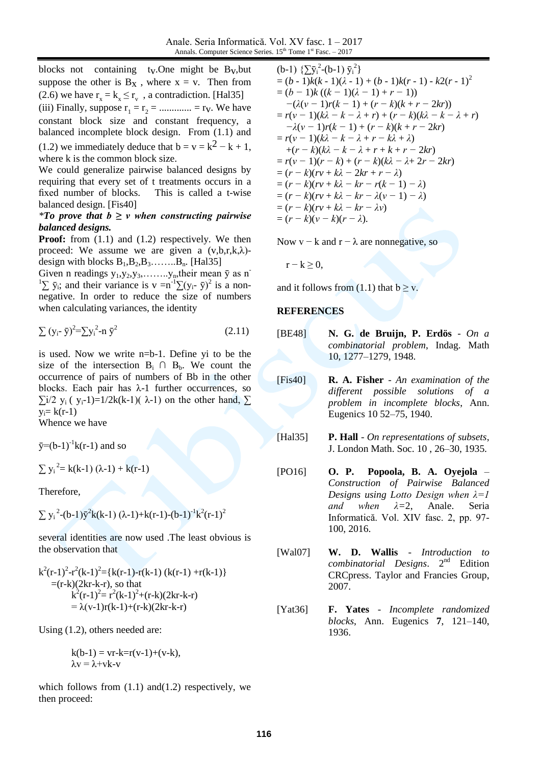blocks not containing $t_V$.One might be $B_V$,but suppose the other is $B_X$ , where x = v. Then from (2.6) we have $r_x = k_x \leq r_v$ , a contradiction. [Hal35]

(iii) Finally, suppose $r_1 = r_2 = ............ = r_V$. We have constant block size and constant frequency, a balanced incomplete block design. From (1.1) and (1.2) we immediately deduce that $b = v = k^2 - k + 1$, where k is the common block size.

We could generalize pairwise balanced designs by requiring that every set of t treatments occurs in a fixed number of blocks. This is called a t-wise balanced design. [Fis40]

***To prove that b ≥ v when constructing pairwise balanced designs.**

**Proof:** from (1.1) and (1.2) respectively. We then proceed: We assume we are given a (v,b,r,k,λ)-design with blocks $B_1,B_2,B_3……..B_n$. [Hal35]

Given n readings $y_1,y_2,y_3,……..y_n$,their mean $\bar{y}$ as $n^{-1}\sum \bar{y}_i$; and their variance is $v = n^{-1}\sum(y_i - \bar{y})^2$ is a non-negative. In order to reduce the size of numbers when calculating variances, the identity

$$\sum (y_i - \bar{y})^2 = \sum y_i^2 - n\,\bar{y}^2 \tag{2.11}$$

is used. Now we write n=b-1. Define yi to be the size of the intersection $B_i \cap B_b$. We count the occurrence of pairs of numbers of Bb in the other blocks. Each pair has λ-1 further occurrences, so $\sum i/2\ y_i\ (y_i-1) = 1/2k(k-1)(\lambda-1)$ on the other hand, $\sum y_i = k(r-1)$

Whence we have

$\bar{y} = (b-1)^{-1}k(r-1)$ and so

$\sum y_i^2 = k(k-1)(\lambda-1) + k(r-1)$

Therefore,

$\sum y_i^2 - (b-1)\bar{y}^2 k(k-1)(\lambda-1) + k(r-1) - (b-1)^{-1}k^2(r-1)^2$

several identities are now used .The least obvious is the observation that

$$k^2(r-1)^2 - r^2(k-1)^2 = \{k(r-1) - r(k-1)\,(k(r-1) + r(k-1)\}$$
$$= (r-k)(2kr-k-r), \text{ so that}$$
$$k^2(r-1)^2 = r^2(k-1)^2 + (r-k)(2kr-k-r)$$
$$= \lambda(v-1)r(k-1) + (r-k)(2kr-k-r)$$

Using (1.2), others needed are:

$$k(b-1) = vr-k = r(v-1) + (v-k),$$
$$\lambda v = \lambda + vk - v$$

which follows from (1.1) and(1.2) respectively, we then proceed:

$$\begin{aligned}
&(b-1)\,\{\sum \bar{y}_i^2 - (b-1)\,\bar{y}_i^2\}\\
&= (b-1)k(k-1)(\lambda-1) + (b-1)k(r-1) - k2(r-1)^2\\
&= (b-1)k\,((k-1)(\lambda-1) + r - 1))\\
&\quad -(\lambda(v-1)r(k-1) + (r-k)(k + r - 2kr))\\
&= r(v-1)(k\lambda - k - \lambda + r) + (r-k)(k\lambda - k - \lambda + r)\\
&\quad -\lambda(v-1)r(k-1) + (r-k)(k + r - 2kr)\\
&= r(v-1)(k\lambda - k - \lambda + r - k\lambda + \lambda)\\
&\quad +(r-k)(k\lambda - k - \lambda + r + k + r - 2kr)\\
&= r(v-1)(r-k) + (r-k)(k\lambda - \lambda + 2r - 2kr)\\
&= (r-k)(rv + k\lambda - 2kr + r - \lambda)\\
&= (r-k)(rv + k\lambda - kr - r(k-1) - \lambda)\\
&= (r-k)(rv + k\lambda - kr - \lambda(v-1) - \lambda)\\
&= (r-k)(rv + k\lambda - kr - \lambda v)\\
&= (r-k)(v-k)(r-\lambda).
\end{aligned}$$

Now v − k and r − λ are nonnegative, so

$r - k \geq 0,$

and it follows from (1.1) that b ≥ v.

## REFERENCES

[BE48] **N. G. de Bruijn, P. Erdös** - *On a combinatorial problem*, Indag. Math 10, 1277–1279, 1948.

[Fis40] **R. A. Fisher** - *An examination of the different possible solutions of a problem in incomplete blocks*, Ann. Eugenics 10 52–75, 1940.

[Hal35] **P. Hall** - *On representations of subsets*, J. London Math. Soc. 10 , 26–30, 1935.

[PO16] **O. P. Popoola, B. A. Oyejola** – *Construction of Pairwise Balanced Designs using Lotto Design when λ=1 and when λ=2*, Anale. Seria Informatică. Vol. XIV fasc. 2, pp. 97-100, 2016.

[Wal07] **W. D. Wallis** - *Introduction to combinatorial Designs*. 2nd Edition CRCpress. Taylor and Francies Group, 2007.

[Yat36] **F. Yates** - *Incomplete randomized blocks*, Ann. Eugenics **7**, 121–140, 1936.